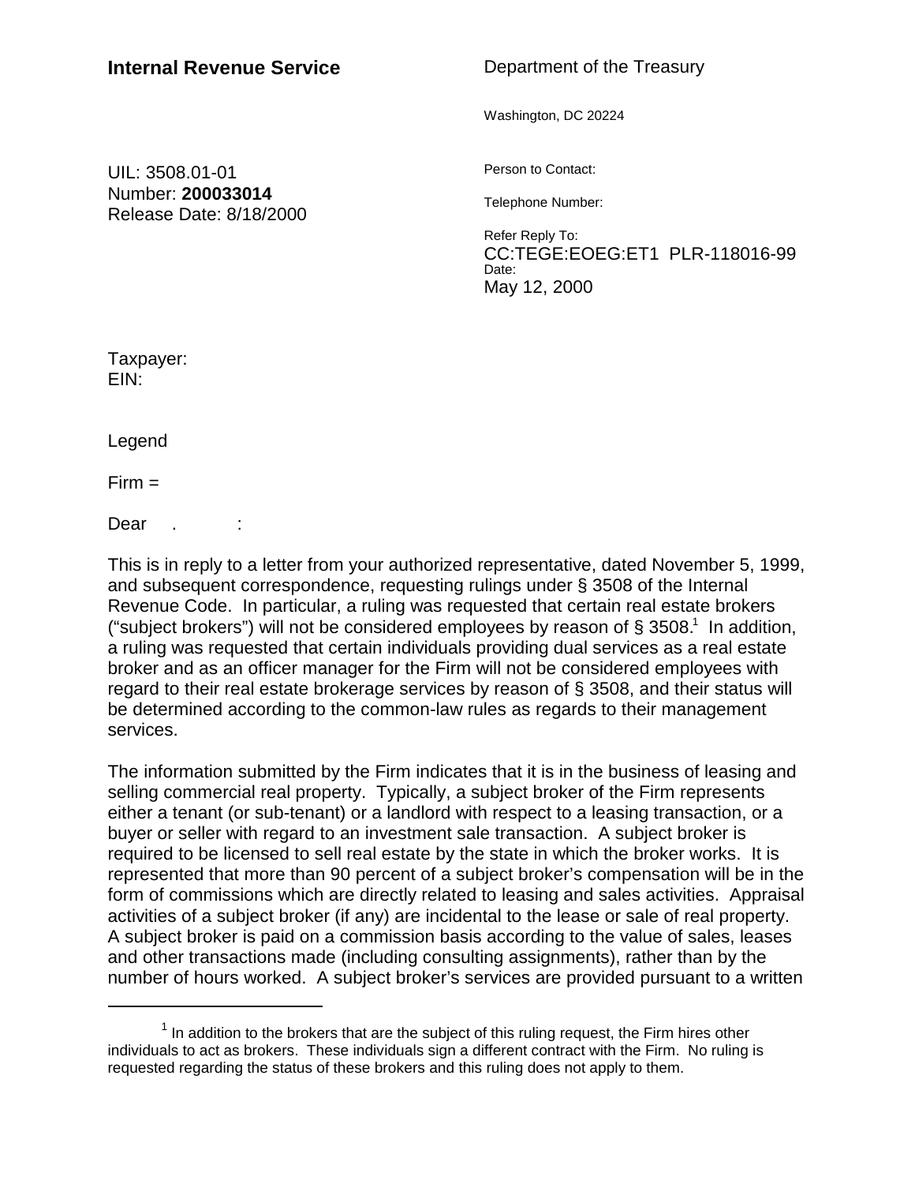**Internal Revenue Service**

Department of the Treasury

Washington, DC 20224

UIL: 3508.01-01
Number: **200033014**
Release Date: 8/18/2000

Person to Contact:

Telephone Number:

Refer Reply To:
CC:TEGE:EOEG:ET1 PLR-118016-99
Date:
May 12, 2000

Taxpayer:
EIN:

Legend

Firm =

Dear . :

This is in reply to a letter from your authorized representative, dated November 5, 1999, and subsequent correspondence, requesting rulings under § 3508 of the Internal Revenue Code. In particular, a ruling was requested that certain real estate brokers ("subject brokers") will not be considered employees by reason of § 3508.[1] In addition, a ruling was requested that certain individuals providing dual services as a real estate broker and as an officer manager for the Firm will not be considered employees with regard to their real estate brokerage services by reason of § 3508, and their status will be determined according to the common-law rules as regards to their management services.

The information submitted by the Firm indicates that it is in the business of leasing and selling commercial real property. Typically, a subject broker of the Firm represents either a tenant (or sub-tenant) or a landlord with respect to a leasing transaction, or a buyer or seller with regard to an investment sale transaction. A subject broker is required to be licensed to sell real estate by the state in which the broker works. It is represented that more than 90 percent of a subject broker's compensation will be in the form of commissions which are directly related to leasing and sales activities. Appraisal activities of a subject broker (if any) are incidental to the lease or sale of real property. A subject broker is paid on a commission basis according to the value of sales, leases and other transactions made (including consulting assignments), rather than by the number of hours worked. A subject broker's services are provided pursuant to a written

[1] In addition to the brokers that are the subject of this ruling request, the Firm hires other individuals to act as brokers. These individuals sign a different contract with the Firm. No ruling is requested regarding the status of these brokers and this ruling does not apply to them.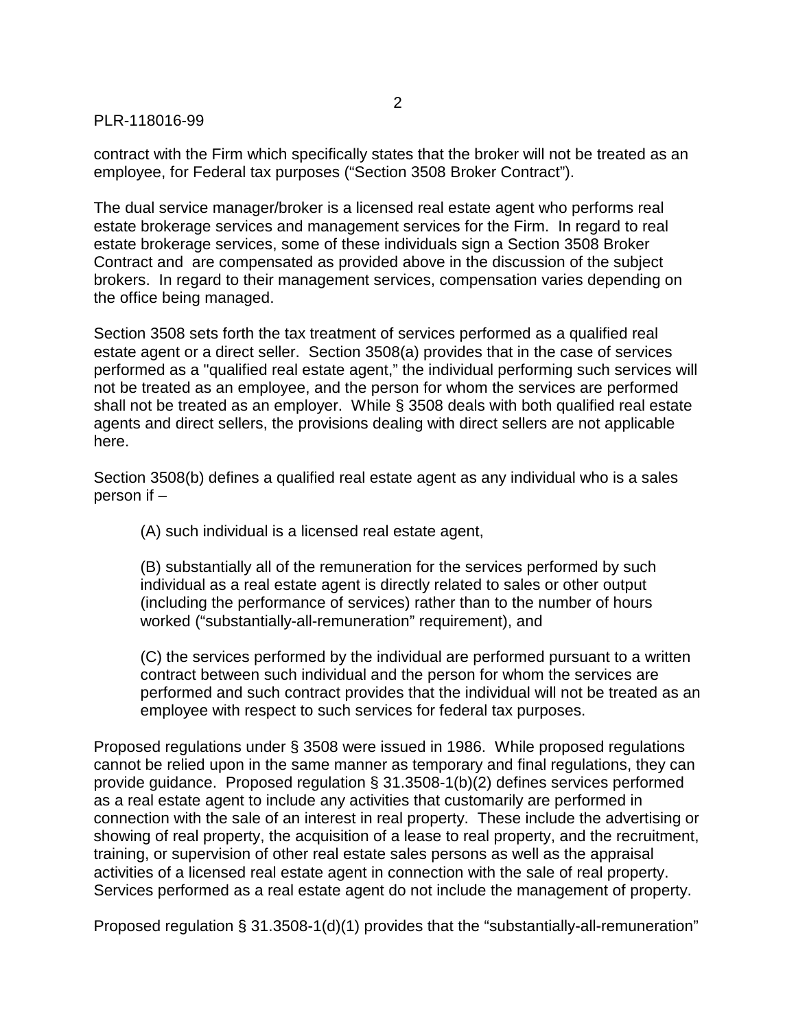contract with the Firm which specifically states that the broker will not be treated as an employee, for Federal tax purposes ("Section 3508 Broker Contract").

The dual service manager/broker is a licensed real estate agent who performs real estate brokerage services and management services for the Firm. In regard to real estate brokerage services, some of these individuals sign a Section 3508 Broker Contract and are compensated as provided above in the discussion of the subject brokers. In regard to their management services, compensation varies depending on the office being managed.

Section 3508 sets forth the tax treatment of services performed as a qualified real estate agent or a direct seller. Section 3508(a) provides that in the case of services performed as a "qualified real estate agent," the individual performing such services will not be treated as an employee, and the person for whom the services are performed shall not be treated as an employer. While § 3508 deals with both qualified real estate agents and direct sellers, the provisions dealing with direct sellers are not applicable here.

Section 3508(b) defines a qualified real estate agent as any individual who is a sales person if –

> (A) such individual is a licensed real estate agent,
>
> (B) substantially all of the remuneration for the services performed by such individual as a real estate agent is directly related to sales or other output (including the performance of services) rather than to the number of hours worked ("substantially-all-remuneration" requirement), and
>
> (C) the services performed by the individual are performed pursuant to a written contract between such individual and the person for whom the services are performed and such contract provides that the individual will not be treated as an employee with respect to such services for federal tax purposes.

Proposed regulations under § 3508 were issued in 1986. While proposed regulations cannot be relied upon in the same manner as temporary and final regulations, they can provide guidance. Proposed regulation § 31.3508-1(b)(2) defines services performed as a real estate agent to include any activities that customarily are performed in connection with the sale of an interest in real property. These include the advertising or showing of real property, the acquisition of a lease to real property, and the recruitment, training, or supervision of other real estate sales persons as well as the appraisal activities of a licensed real estate agent in connection with the sale of real property. Services performed as a real estate agent do not include the management of property.

Proposed regulation § 31.3508-1(d)(1) provides that the "substantially-all-remuneration"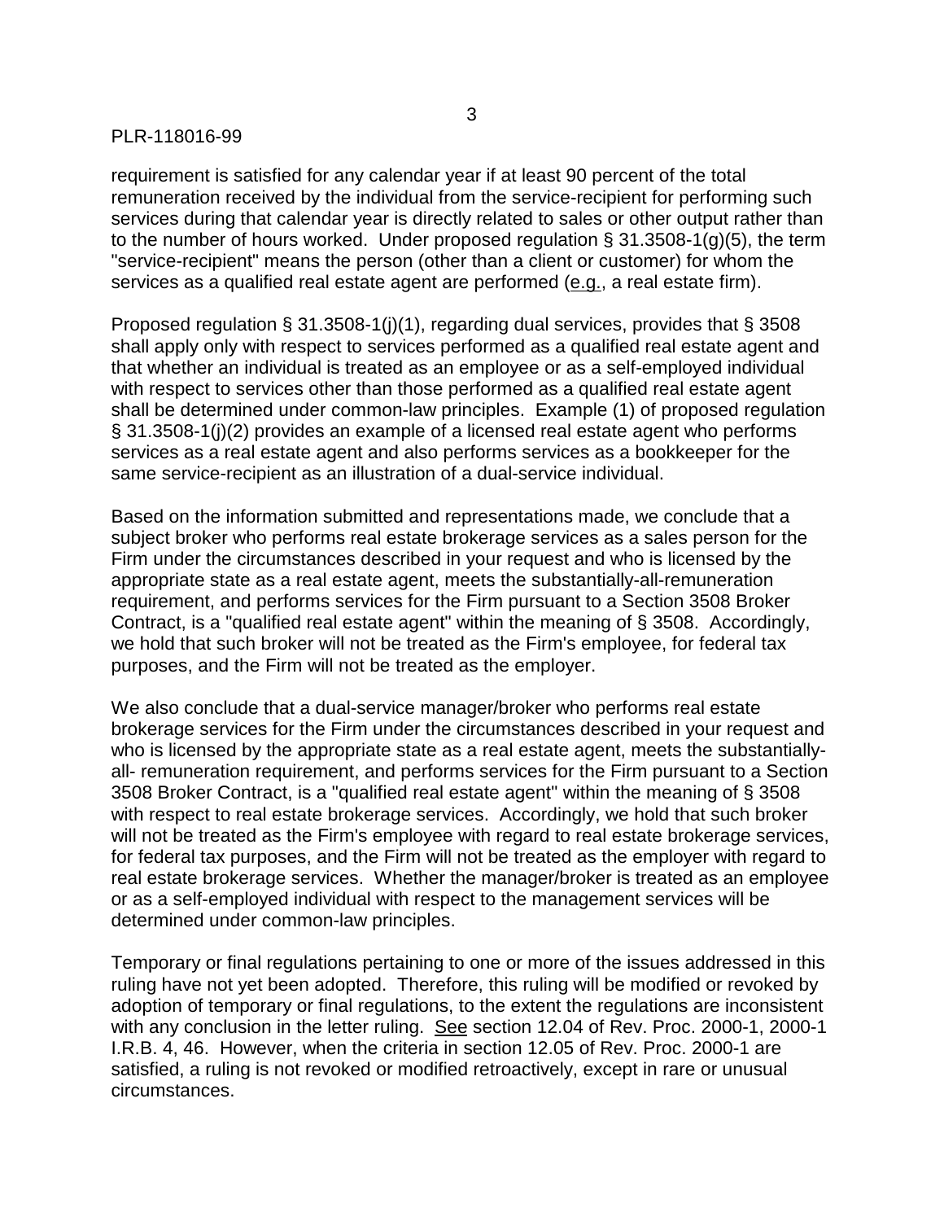requirement is satisfied for any calendar year if at least 90 percent of the total remuneration received by the individual from the service-recipient for performing such services during that calendar year is directly related to sales or other output rather than to the number of hours worked. Under proposed regulation § 31.3508-1(g)(5), the term "service-recipient" means the person (other than a client or customer) for whom the services as a qualified real estate agent are performed (e.g., a real estate firm).

Proposed regulation § 31.3508-1(j)(1), regarding dual services, provides that § 3508 shall apply only with respect to services performed as a qualified real estate agent and that whether an individual is treated as an employee or as a self-employed individual with respect to services other than those performed as a qualified real estate agent shall be determined under common-law principles. Example (1) of proposed regulation § 31.3508-1(j)(2) provides an example of a licensed real estate agent who performs services as a real estate agent and also performs services as a bookkeeper for the same service-recipient as an illustration of a dual-service individual.

Based on the information submitted and representations made, we conclude that a subject broker who performs real estate brokerage services as a sales person for the Firm under the circumstances described in your request and who is licensed by the appropriate state as a real estate agent, meets the substantially-all-remuneration requirement, and performs services for the Firm pursuant to a Section 3508 Broker Contract, is a "qualified real estate agent" within the meaning of § 3508. Accordingly, we hold that such broker will not be treated as the Firm's employee, for federal tax purposes, and the Firm will not be treated as the employer.

We also conclude that a dual-service manager/broker who performs real estate brokerage services for the Firm under the circumstances described in your request and who is licensed by the appropriate state as a real estate agent, meets the substantially-all- remuneration requirement, and performs services for the Firm pursuant to a Section 3508 Broker Contract, is a "qualified real estate agent" within the meaning of § 3508 with respect to real estate brokerage services. Accordingly, we hold that such broker will not be treated as the Firm's employee with regard to real estate brokerage services, for federal tax purposes, and the Firm will not be treated as the employer with regard to real estate brokerage services. Whether the manager/broker is treated as an employee or as a self-employed individual with respect to the management services will be determined under common-law principles.

Temporary or final regulations pertaining to one or more of the issues addressed in this ruling have not yet been adopted. Therefore, this ruling will be modified or revoked by adoption of temporary or final regulations, to the extent the regulations are inconsistent with any conclusion in the letter ruling. See section 12.04 of Rev. Proc. 2000-1, 2000-1 I.R.B. 4, 46. However, when the criteria in section 12.05 of Rev. Proc. 2000-1 are satisfied, a ruling is not revoked or modified retroactively, except in rare or unusual circumstances.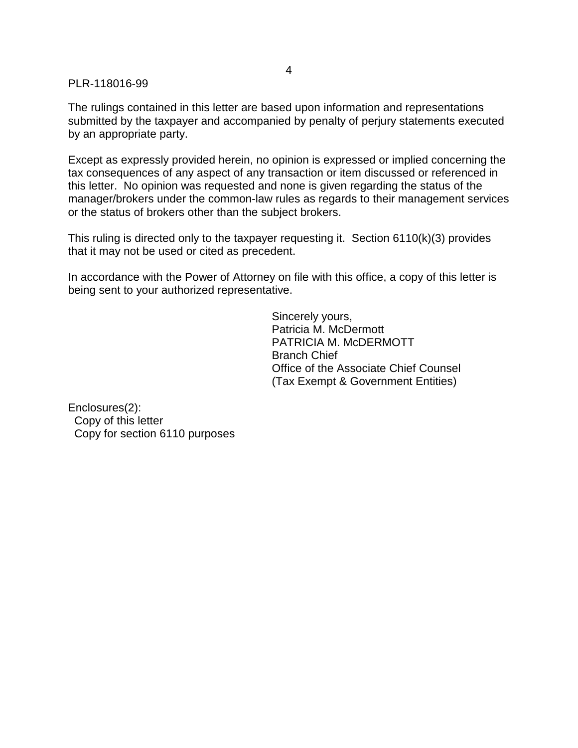PLR-118016-99

The rulings contained in this letter are based upon information and representations submitted by the taxpayer and accompanied by penalty of perjury statements executed by an appropriate party.

Except as expressly provided herein, no opinion is expressed or implied concerning the tax consequences of any aspect of any transaction or item discussed or referenced in this letter. No opinion was requested and none is given regarding the status of the manager/brokers under the common-law rules as regards to their management services or the status of brokers other than the subject brokers.

This ruling is directed only to the taxpayer requesting it. Section 6110(k)(3) provides that it may not be used or cited as precedent.

In accordance with the Power of Attorney on file with this office, a copy of this letter is being sent to your authorized representative.

Sincerely yours,
Patricia M. McDermott
PATRICIA M. McDERMOTT
Branch Chief
Office of the Associate Chief Counsel
(Tax Exempt & Government Entities)

Enclosures(2):
Copy of this letter
Copy for section 6110 purposes